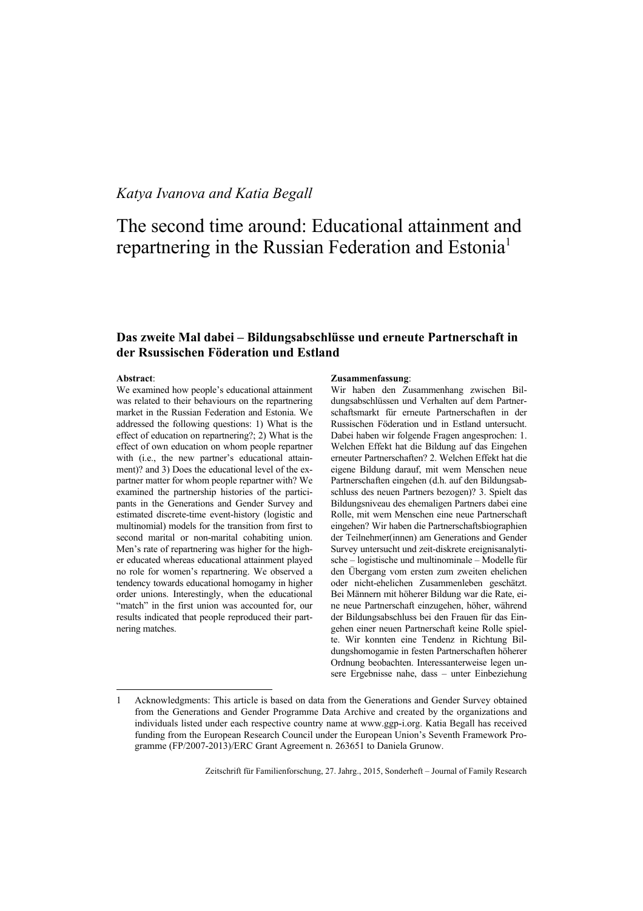*Katya Ivanova and Katia Begall*

# The second time around: Educational attainment and repartnering in the Russian Federation and Estonia[1]

## Das zweite Mal dabei – Bildungsabschlüsse und erneute Partnerschaft in der Rsussischen Föderation und Estland

**Abstract**:

We examined how people's educational attainment was related to their behaviours on the repartnering market in the Russian Federation and Estonia. We addressed the following questions: 1) What is the effect of education on repartnering?; 2) What is the effect of own education on whom people repartner with (i.e., the new partner's educational attainment)? and 3) Does the educational level of the ex-partner matter for whom people repartner with? We examined the partnership histories of the participants in the Generations and Gender Survey and estimated discrete-time event-history (logistic and multinomial) models for the transition from first to second marital or non-marital cohabiting union. Men's rate of repartnering was higher for the higher educated whereas educational attainment played no role for women's repartnering. We observed a tendency towards educational homogamy in higher order unions. Interestingly, when the educational "match" in the first union was accounted for, our results indicated that people reproduced their partnering matches.

**Zusammenfassung**:

Wir haben den Zusammenhang zwischen Bildungsabschlüssen und Verhalten auf dem Partnerschaftsmarkt für erneute Partnerschaften in der Russischen Föderation und in Estland untersucht. Dabei haben wir folgende Fragen angesprochen: 1. Welchen Effekt hat die Bildung auf das Eingehen erneuter Partnerschaften? 2. Welchen Effekt hat die eigene Bildung darauf, mit wem Menschen neue Partnerschaften eingehen (d.h. auf den Bildungsabschluss des neuen Partners bezogen)? 3. Spielt das Bildungsniveau des ehemaligen Partners dabei eine Rolle, mit wem Menschen eine neue Partnerschaft eingehen? Wir haben die Partnerschaftsbiographien der Teilnehmer(innen) am Generations and Gender Survey untersucht und zeit-diskrete ereignisanalytische – logistische und multinominale – Modelle für den Übergang vom ersten zum zweiten ehelichen oder nicht-ehelichen Zusammenleben geschätzt. Bei Männern mit höherer Bildung war die Rate, eine neue Partnerschaft einzugehen, höher, während der Bildungsabschluss bei den Frauen für das Eingehen einer neuen Partnerschaft keine Rolle spielte. Wir konnten eine Tendenz in Richtung Bildungshomogamie in festen Partnerschaften höherer Ordnung beobachten. Interessanterweise legen unsere Ergebnisse nahe, dass – unter Einbeziehung

---

[1] Acknowledgments: This article is based on data from the Generations and Gender Survey obtained from the Generations and Gender Programme Data Archive and created by the organizations and individuals listed under each respective country name at www.ggp-i.org. Katia Begall has received funding from the European Research Council under the European Union's Seventh Framework Programme (FP/2007-2013)/ERC Grant Agreement n. 263651 to Daniela Grunow.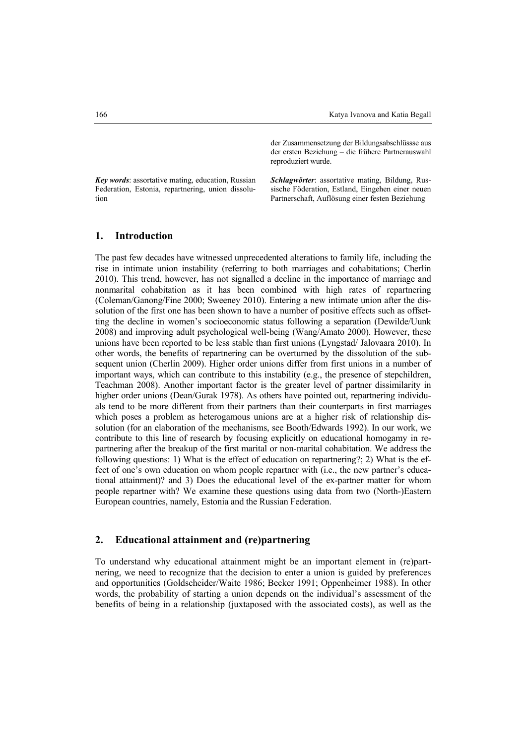der Zusammensetzung der Bildungsabschlüssse aus der ersten Beziehung – die frühere Partnerauswahl reproduziert wurde.

***Key words***: assortative mating, education, Russian Federation, Estonia, repartnering, union dissolution

***Schlagwörter***: assortative mating, Bildung, Russische Föderation, Estland, Eingehen einer neuen Partnerschaft, Auflösung einer festen Beziehung

## 1. Introduction

The past few decades have witnessed unprecedented alterations to family life, including the rise in intimate union instability (referring to both marriages and cohabitations; Cherlin 2010). This trend, however, has not signalled a decline in the importance of marriage and nonmarital cohabitation as it has been combined with high rates of repartnering (Coleman/Ganong/Fine 2000; Sweeney 2010). Entering a new intimate union after the dissolution of the first one has been shown to have a number of positive effects such as offsetting the decline in women's socioeconomic status following a separation (Dewilde/Uunk 2008) and improving adult psychological well-being (Wang/Amato 2000). However, these unions have been reported to be less stable than first unions (Lyngstad/ Jalovaara 2010). In other words, the benefits of repartnering can be overturned by the dissolution of the subsequent union (Cherlin 2009). Higher order unions differ from first unions in a number of important ways, which can contribute to this instability (e.g., the presence of stepchildren, Teachman 2008). Another important factor is the greater level of partner dissimilarity in higher order unions (Dean/Gurak 1978). As others have pointed out, repartnering individuals tend to be more different from their partners than their counterparts in first marriages which poses a problem as heterogamous unions are at a higher risk of relationship dissolution (for an elaboration of the mechanisms, see Booth/Edwards 1992). In our work, we contribute to this line of research by focusing explicitly on educational homogamy in repartnering after the breakup of the first marital or non-marital cohabitation. We address the following questions: 1) What is the effect of education on repartnering?; 2) What is the effect of one's own education on whom people repartner with (i.e., the new partner's educational attainment)? and 3) Does the educational level of the ex-partner matter for whom people repartner with? We examine these questions using data from two (North-)Eastern European countries, namely, Estonia and the Russian Federation.

## 2. Educational attainment and (re)partnering

To understand why educational attainment might be an important element in (re)partnering, we need to recognize that the decision to enter a union is guided by preferences and opportunities (Goldscheider/Waite 1986; Becker 1991; Oppenheimer 1988). In other words, the probability of starting a union depends on the individual's assessment of the benefits of being in a relationship (juxtaposed with the associated costs), as well as the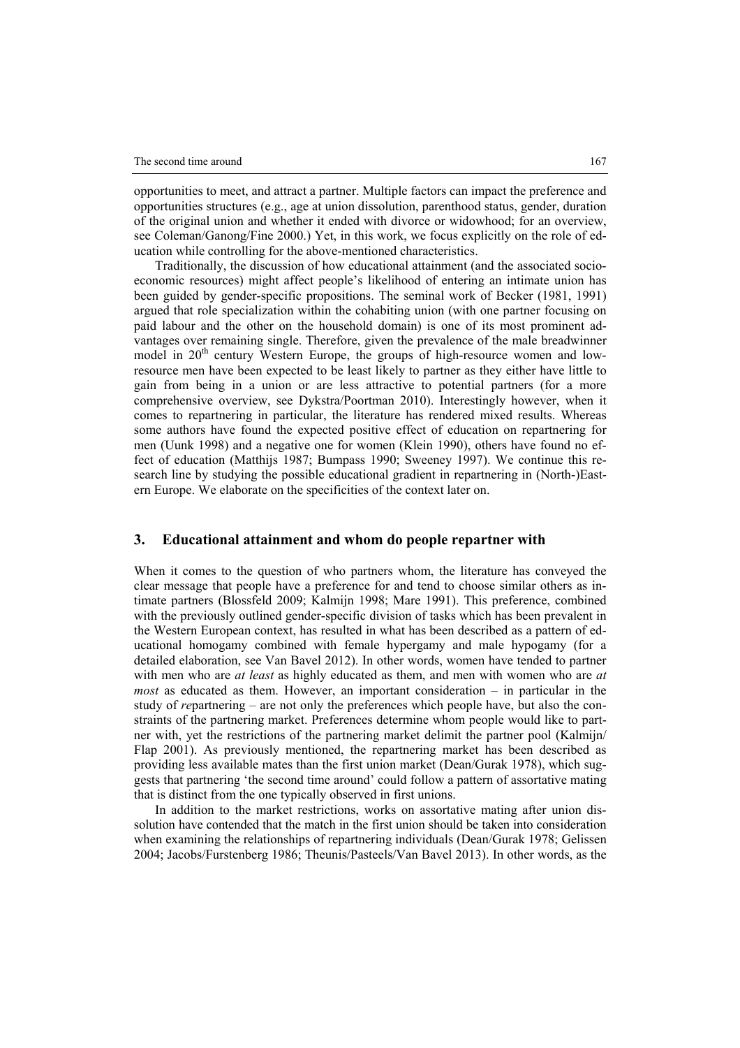opportunities to meet, and attract a partner. Multiple factors can impact the preference and opportunities structures (e.g., age at union dissolution, parenthood status, gender, duration of the original union and whether it ended with divorce or widowhood; for an overview, see Coleman/Ganong/Fine 2000.) Yet, in this work, we focus explicitly on the role of education while controlling for the above-mentioned characteristics.

Traditionally, the discussion of how educational attainment (and the associated socioeconomic resources) might affect people's likelihood of entering an intimate union has been guided by gender-specific propositions. The seminal work of Becker (1981, 1991) argued that role specialization within the cohabiting union (with one partner focusing on paid labour and the other on the household domain) is one of its most prominent advantages over remaining single. Therefore, given the prevalence of the male breadwinner model in 20th century Western Europe, the groups of high-resource women and low-resource men have been expected to be least likely to partner as they either have little to gain from being in a union or are less attractive to potential partners (for a more comprehensive overview, see Dykstra/Poortman 2010). Interestingly however, when it comes to repartnering in particular, the literature has rendered mixed results. Whereas some authors have found the expected positive effect of education on repartnering for men (Uunk 1998) and a negative one for women (Klein 1990), others have found no effect of education (Matthijs 1987; Bumpass 1990; Sweeney 1997). We continue this research line by studying the possible educational gradient in repartnering in (North-)Eastern Europe. We elaborate on the specificities of the context later on.

## 3. Educational attainment and whom do people repartner with

When it comes to the question of who partners whom, the literature has conveyed the clear message that people have a preference for and tend to choose similar others as intimate partners (Blossfeld 2009; Kalmijn 1998; Mare 1991). This preference, combined with the previously outlined gender-specific division of tasks which has been prevalent in the Western European context, has resulted in what has been described as a pattern of educational homogamy combined with female hypergamy and male hypogamy (for a detailed elaboration, see Van Bavel 2012). In other words, women have tended to partner with men who are *at least* as highly educated as them, and men with women who are *at most* as educated as them. However, an important consideration – in particular in the study of *re*partnering – are not only the preferences which people have, but also the constraints of the partnering market. Preferences determine whom people would like to partner with, yet the restrictions of the partnering market delimit the partner pool (Kalmijn/Flap 2001). As previously mentioned, the repartnering market has been described as providing less available mates than the first union market (Dean/Gurak 1978), which suggests that partnering 'the second time around' could follow a pattern of assortative mating that is distinct from the one typically observed in first unions.

In addition to the market restrictions, works on assortative mating after union dissolution have contended that the match in the first union should be taken into consideration when examining the relationships of repartnering individuals (Dean/Gurak 1978; Gelissen 2004; Jacobs/Furstenberg 1986; Theunis/Pasteels/Van Bavel 2013). In other words, as the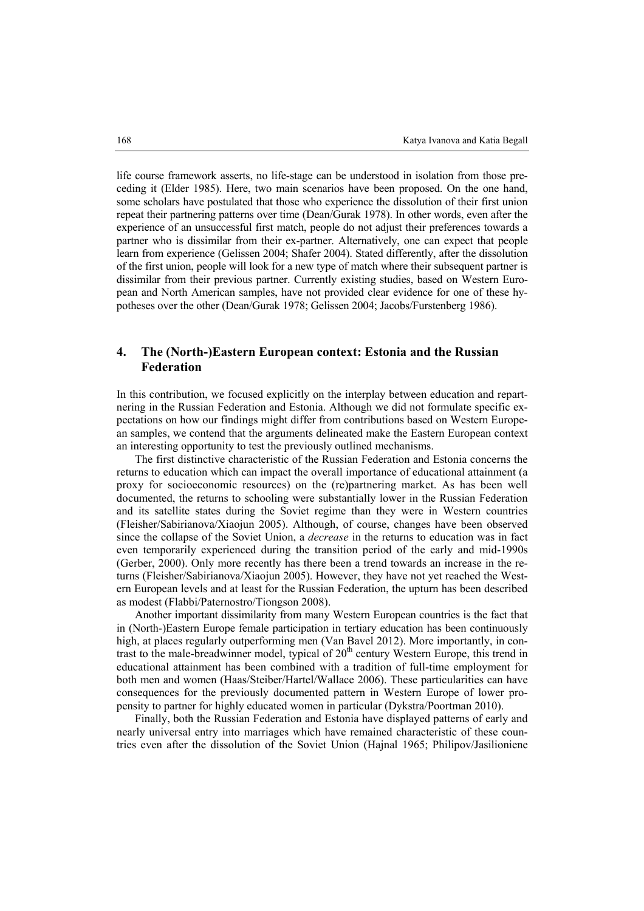life course framework asserts, no life-stage can be understood in isolation from those preceding it (Elder 1985). Here, two main scenarios have been proposed. On the one hand, some scholars have postulated that those who experience the dissolution of their first union repeat their partnering patterns over time (Dean/Gurak 1978). In other words, even after the experience of an unsuccessful first match, people do not adjust their preferences towards a partner who is dissimilar from their ex-partner. Alternatively, one can expect that people learn from experience (Gelissen 2004; Shafer 2004). Stated differently, after the dissolution of the first union, people will look for a new type of match where their subsequent partner is dissimilar from their previous partner. Currently existing studies, based on Western European and North American samples, have not provided clear evidence for one of these hypotheses over the other (Dean/Gurak 1978; Gelissen 2004; Jacobs/Furstenberg 1986).

## 4. The (North-)Eastern European context: Estonia and the Russian Federation

In this contribution, we focused explicitly on the interplay between education and repartnering in the Russian Federation and Estonia. Although we did not formulate specific expectations on how our findings might differ from contributions based on Western European samples, we contend that the arguments delineated make the Eastern European context an interesting opportunity to test the previously outlined mechanisms.

The first distinctive characteristic of the Russian Federation and Estonia concerns the returns to education which can impact the overall importance of educational attainment (a proxy for socioeconomic resources) on the (re)partnering market. As has been well documented, the returns to schooling were substantially lower in the Russian Federation and its satellite states during the Soviet regime than they were in Western countries (Fleisher/Sabirianova/Xiaojun 2005). Although, of course, changes have been observed since the collapse of the Soviet Union, a *decrease* in the returns to education was in fact even temporarily experienced during the transition period of the early and mid-1990s (Gerber, 2000). Only more recently has there been a trend towards an increase in the returns (Fleisher/Sabirianova/Xiaojun 2005). However, they have not yet reached the Western European levels and at least for the Russian Federation, the upturn has been described as modest (Flabbi/Paternostro/Tiongson 2008).

Another important dissimilarity from many Western European countries is the fact that in (North-)Eastern Europe female participation in tertiary education has been continuously high, at places regularly outperforming men (Van Bavel 2012). More importantly, in contrast to the male-breadwinner model, typical of 20th century Western Europe, this trend in educational attainment has been combined with a tradition of full-time employment for both men and women (Haas/Steiber/Hartel/Wallace 2006). These particularities can have consequences for the previously documented pattern in Western Europe of lower propensity to partner for highly educated women in particular (Dykstra/Poortman 2010).

Finally, both the Russian Federation and Estonia have displayed patterns of early and nearly universal entry into marriages which have remained characteristic of these countries even after the dissolution of the Soviet Union (Hajnal 1965; Philipov/Jasilioniene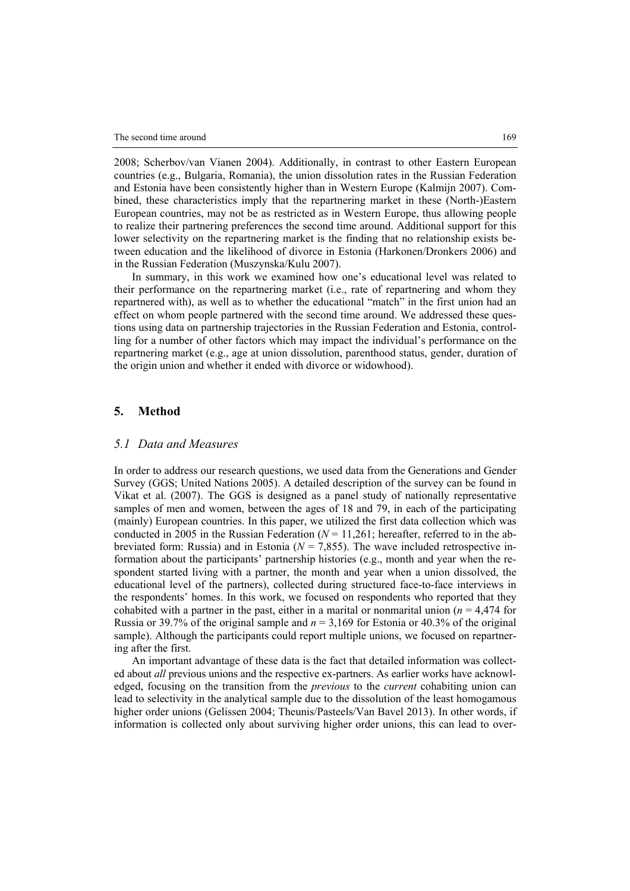2008; Scherbov/van Vianen 2004). Additionally, in contrast to other Eastern European countries (e.g., Bulgaria, Romania), the union dissolution rates in the Russian Federation and Estonia have been consistently higher than in Western Europe (Kalmijn 2007). Combined, these characteristics imply that the repartnering market in these (North-)Eastern European countries, may not be as restricted as in Western Europe, thus allowing people to realize their partnering preferences the second time around. Additional support for this lower selectivity on the repartnering market is the finding that no relationship exists between education and the likelihood of divorce in Estonia (Harkonen/Dronkers 2006) and in the Russian Federation (Muszynska/Kulu 2007).

In summary, in this work we examined how one's educational level was related to their performance on the repartnering market (i.e., rate of repartnering and whom they repartnered with), as well as to whether the educational "match" in the first union had an effect on whom people partnered with the second time around. We addressed these questions using data on partnership trajectories in the Russian Federation and Estonia, controlling for a number of other factors which may impact the individual's performance on the repartnering market (e.g., age at union dissolution, parenthood status, gender, duration of the origin union and whether it ended with divorce or widowhood).

## 5. Method

### *5.1 Data and Measures*

In order to address our research questions, we used data from the Generations and Gender Survey (GGS; United Nations 2005). A detailed description of the survey can be found in Vikat et al. (2007). The GGS is designed as a panel study of nationally representative samples of men and women, between the ages of 18 and 79, in each of the participating (mainly) European countries. In this paper, we utilized the first data collection which was conducted in 2005 in the Russian Federation ($N = 11{,}261$; hereafter, referred to in the abbreviated form: Russia) and in Estonia ($N = 7{,}855$). The wave included retrospective information about the participants' partnership histories (e.g., month and year when the respondent started living with a partner, the month and year when a union dissolved, the educational level of the partners), collected during structured face-to-face interviews in the respondents' homes. In this work, we focused on respondents who reported that they cohabited with a partner in the past, either in a marital or nonmarital union ($n = 4{,}474$ for Russia or 39.7% of the original sample and $n = 3{,}169$ for Estonia or 40.3% of the original sample). Although the participants could report multiple unions, we focused on repartnering after the first.

An important advantage of these data is the fact that detailed information was collected about *all* previous unions and the respective ex-partners. As earlier works have acknowledged, focusing on the transition from the *previous* to the *current* cohabiting union can lead to selectivity in the analytical sample due to the dissolution of the least homogamous higher order unions (Gelissen 2004; Theunis/Pasteels/Van Bavel 2013). In other words, if information is collected only about surviving higher order unions, this can lead to over-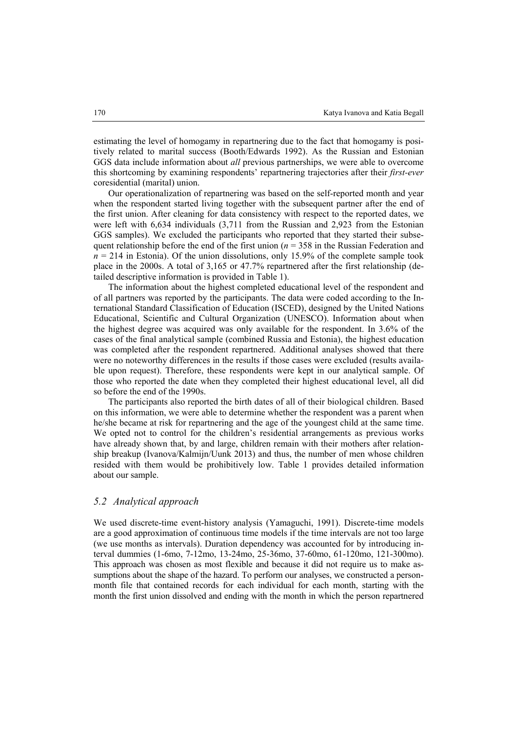estimating the level of homogamy in repartnering due to the fact that homogamy is positively related to marital success (Booth/Edwards 1992). As the Russian and Estonian GGS data include information about *all* previous partnerships, we were able to overcome this shortcoming by examining respondents' repartnering trajectories after their *first-ever* coresidential (marital) union.

Our operationalization of repartnering was based on the self-reported month and year when the respondent started living together with the subsequent partner after the end of the first union. After cleaning for data consistency with respect to the reported dates, we were left with 6,634 individuals (3,711 from the Russian and 2,923 from the Estonian GGS samples). We excluded the participants who reported that they started their subsequent relationship before the end of the first union ($n$ = 358 in the Russian Federation and $n$ = 214 in Estonia). Of the union dissolutions, only 15.9% of the complete sample took place in the 2000s. A total of 3,165 or 47.7% repartnered after the first relationship (detailed descriptive information is provided in Table 1).

The information about the highest completed educational level of the respondent and of all partners was reported by the participants. The data were coded according to the International Standard Classification of Education (ISCED), designed by the United Nations Educational, Scientific and Cultural Organization (UNESCO). Information about when the highest degree was acquired was only available for the respondent. In 3.6% of the cases of the final analytical sample (combined Russia and Estonia), the highest education was completed after the respondent repartnered. Additional analyses showed that there were no noteworthy differences in the results if those cases were excluded (results available upon request). Therefore, these respondents were kept in our analytical sample. Of those who reported the date when they completed their highest educational level, all did so before the end of the 1990s.

The participants also reported the birth dates of all of their biological children. Based on this information, we were able to determine whether the respondent was a parent when he/she became at risk for repartnering and the age of the youngest child at the same time. We opted not to control for the children's residential arrangements as previous works have already shown that, by and large, children remain with their mothers after relationship breakup (Ivanova/Kalmijn/Uunk 2013) and thus, the number of men whose children resided with them would be prohibitively low. Table 1 provides detailed information about our sample.

### *5.2 Analytical approach*

We used discrete-time event-history analysis (Yamaguchi, 1991). Discrete-time models are a good approximation of continuous time models if the time intervals are not too large (we use months as intervals). Duration dependency was accounted for by introducing interval dummies (1-6mo, 7-12mo, 13-24mo, 25-36mo, 37-60mo, 61-120mo, 121-300mo). This approach was chosen as most flexible and because it did not require us to make assumptions about the shape of the hazard. To perform our analyses, we constructed a person-month file that contained records for each individual for each month, starting with the month the first union dissolved and ending with the month in which the person repartnered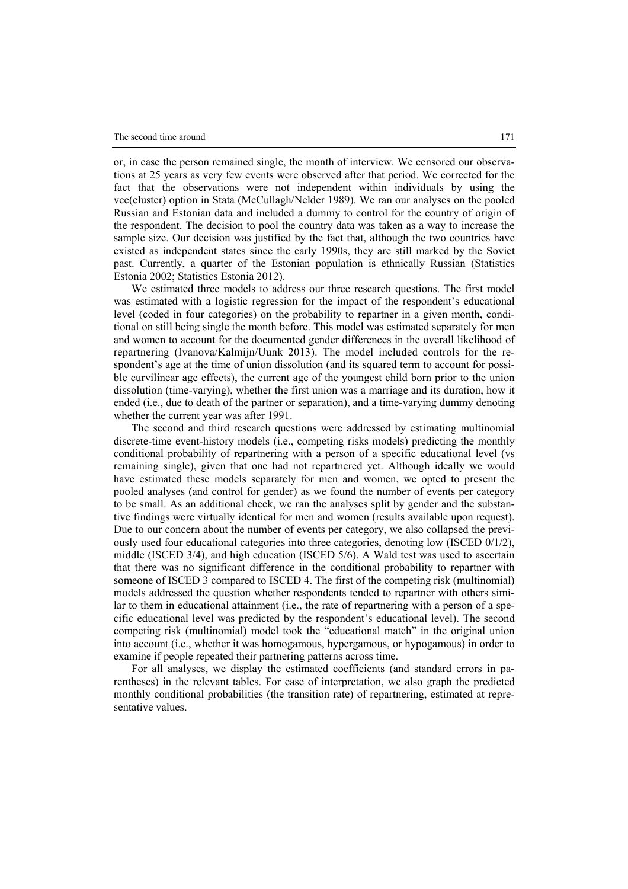or, in case the person remained single, the month of interview. We censored our observations at 25 years as very few events were observed after that period. We corrected for the fact that the observations were not independent within individuals by using the vce(cluster) option in Stata (McCullagh/Nelder 1989). We ran our analyses on the pooled Russian and Estonian data and included a dummy to control for the country of origin of the respondent. The decision to pool the country data was taken as a way to increase the sample size. Our decision was justified by the fact that, although the two countries have existed as independent states since the early 1990s, they are still marked by the Soviet past. Currently, a quarter of the Estonian population is ethnically Russian (Statistics Estonia 2002; Statistics Estonia 2012).

We estimated three models to address our three research questions. The first model was estimated with a logistic regression for the impact of the respondent's educational level (coded in four categories) on the probability to repartner in a given month, conditional on still being single the month before. This model was estimated separately for men and women to account for the documented gender differences in the overall likelihood of repartnering (Ivanova/Kalmijn/Uunk 2013). The model included controls for the respondent's age at the time of union dissolution (and its squared term to account for possible curvilinear age effects), the current age of the youngest child born prior to the union dissolution (time-varying), whether the first union was a marriage and its duration, how it ended (i.e., due to death of the partner or separation), and a time-varying dummy denoting whether the current year was after 1991.

The second and third research questions were addressed by estimating multinomial discrete-time event-history models (i.e., competing risks models) predicting the monthly conditional probability of repartnering with a person of a specific educational level (vs remaining single), given that one had not repartnered yet. Although ideally we would have estimated these models separately for men and women, we opted to present the pooled analyses (and control for gender) as we found the number of events per category to be small. As an additional check, we ran the analyses split by gender and the substantive findings were virtually identical for men and women (results available upon request). Due to our concern about the number of events per category, we also collapsed the previously used four educational categories into three categories, denoting low (ISCED 0/1/2), middle (ISCED 3/4), and high education (ISCED 5/6). A Wald test was used to ascertain that there was no significant difference in the conditional probability to repartner with someone of ISCED 3 compared to ISCED 4. The first of the competing risk (multinomial) models addressed the question whether respondents tended to repartner with others similar to them in educational attainment (i.e., the rate of repartnering with a person of a specific educational level was predicted by the respondent's educational level). The second competing risk (multinomial) model took the "educational match" in the original union into account (i.e., whether it was homogamous, hypergamous, or hypogamous) in order to examine if people repeated their partnering patterns across time.

For all analyses, we display the estimated coefficients (and standard errors in parentheses) in the relevant tables. For ease of interpretation, we also graph the predicted monthly conditional probabilities (the transition rate) of repartnering, estimated at representative values.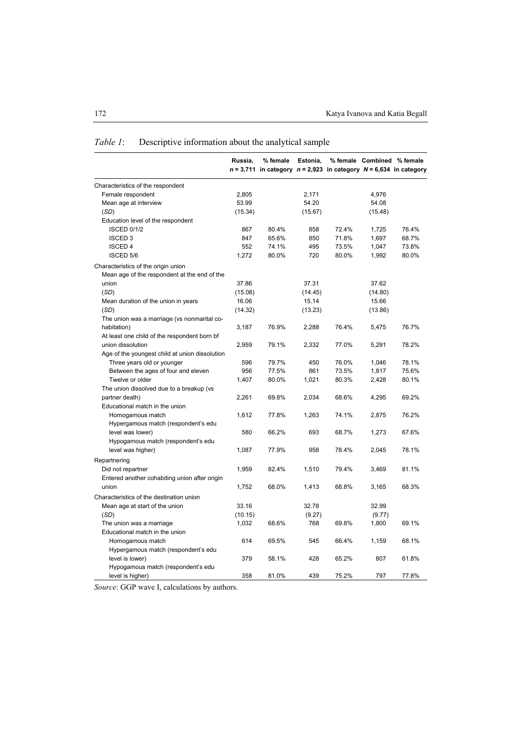*Table 1*: Descriptive information about the analytical sample

| | Russia, $n$ = 3,711 | % female in category | Estonia, $n$ = 2,923 | % female in category | Combined $N$ = 6,634 | % female in category |
|---|---|---|---|---|---|---|
| Characteristics of the respondent | | | | | | |
| Female respondent | 2,805 | | 2,171 | | 4,976 | |
| Mean age at interview | 53.99 | | 54.20 | | 54.08 | |
| (*SD*) | (15.34) | | (15.67) | | (15.48) | |
| Education level of the respondent | | | | | | |
| ISCED 0/1/2 | 867 | 80.4% | 858 | 72.4% | 1,725 | 76.4% |
| ISCED 3 | 847 | 65.6% | 850 | 71.8% | 1,697 | 68.7% |
| ISCED 4 | 552 | 74.1% | 495 | 73.5% | 1,047 | 73.8% |
| ISCED 5/6 | 1,272 | 80.0% | 720 | 80.0% | 1,992 | 80.0% |
| Characteristics of the origin union | | | | | | |
| Mean age of the respondent at the end of the union | 37.86 | | 37.31 | | 37.62 | |
| (*SD*) | (15.08) | | (14.45) | | (14.80) | |
| Mean duration of the union in years | 16.06 | | 15.14 | | 15.66 | |
| (*SD*) | (14.32) | | (13.23) | | (13.86) | |
| The union was a marriage (vs nonmarital co-habitation) | 3,187 | 76.9% | 2,288 | 76.4% | 5,475 | 76.7% |
| At least one child of the respondent born bf union dissolution | 2,959 | 79.1% | 2,332 | 77.0% | 5,291 | 78.2% |
| Age of the youngest child at union dissolution | | | | | | |
| Three years old or younger | 596 | 79.7% | 450 | 76.0% | 1,046 | 78.1% |
| Between the ages of four and eleven | 956 | 77.5% | 861 | 73.5% | 1,817 | 75.6% |
| Twelve or older | 1,407 | 80.0% | 1,021 | 80.3% | 2,428 | 80.1% |
| The union dissolved due to a breakup (vs partner death) | 2,261 | 69.8% | 2,034 | 68.6% | 4,295 | 69.2% |
| Educational match in the union | | | | | | |
| Homogamous match | 1,612 | 77.8% | 1,263 | 74.1% | 2,875 | 76.2% |
| Hypergamous match (respondent's edu level was lower) | 580 | 66.2% | 693 | 68.7% | 1,273 | 67.6% |
| Hypogamous match (respondent's edu level was higher) | 1,087 | 77.9% | 958 | 78.4% | 2,045 | 78.1% |
| Repartnering | | | | | | |
| Did not repartner | 1,959 | 82.4% | 1,510 | 79.4% | 3,469 | 81.1% |
| Entered another cohabiting union after origin union | 1,752 | 68.0% | 1,413 | 68.8% | 3,165 | 68.3% |
| Characteristics of the destination union | | | | | | |
| Mean age at start of the union | 33.16 | | 32.78 | | 32.99 | |
| (*SD*) | (10.15) | | (9.27) | | (9.77) | |
| The union was a marriage | 1,032 | 68.6% | 768 | 69.8% | 1,800 | 69.1% |
| Educational match in the union | | | | | | |
| Homogamous match | 614 | 69.5% | 545 | 66.4% | 1,159 | 68.1% |
| Hypergamous match (respondent's edu level is lower) | 379 | 58.1% | 428 | 65.2% | 807 | 61.8% |
| Hypogamous match (respondent's edu level is higher) | 358 | 81.0% | 439 | 75.2% | 797 | 77.8% |

*Source*: GGP wave I, calculations by authors.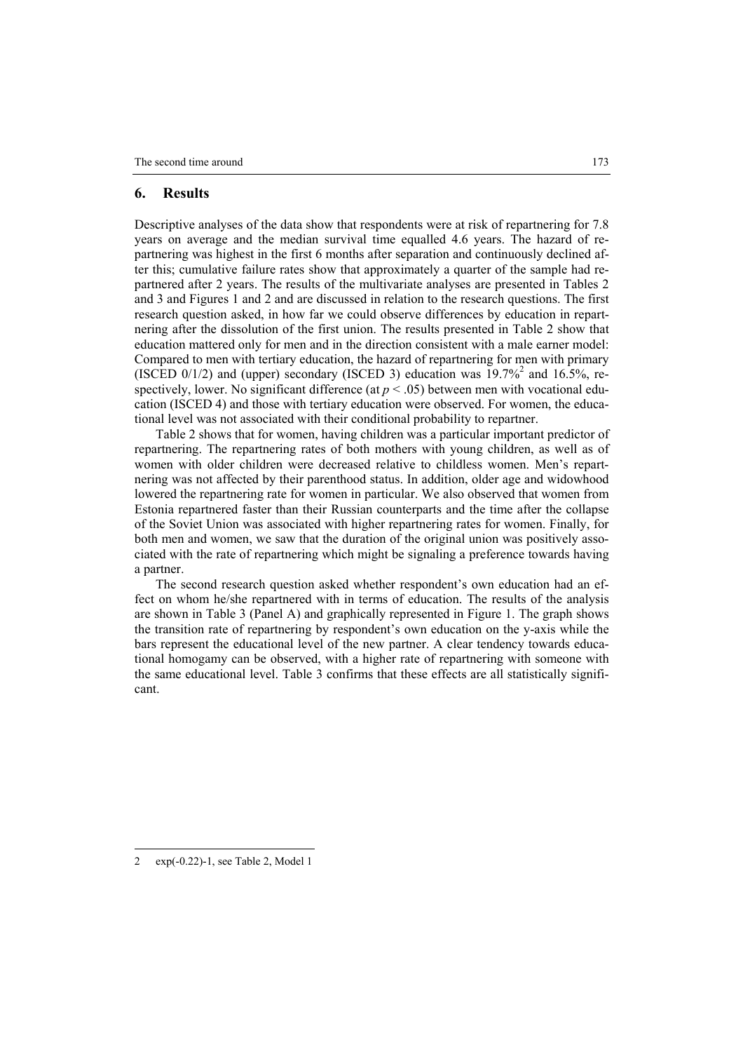## 6. Results

Descriptive analyses of the data show that respondents were at risk of repartnering for 7.8 years on average and the median survival time equalled 4.6 years. The hazard of repartnering was highest in the first 6 months after separation and continuously declined after this; cumulative failure rates show that approximately a quarter of the sample had repartnered after 2 years. The results of the multivariate analyses are presented in Tables 2 and 3 and Figures 1 and 2 and are discussed in relation to the research questions. The first research question asked, in how far we could observe differences by education in repartnering after the dissolution of the first union. The results presented in Table 2 show that education mattered only for men and in the direction consistent with a male earner model: Compared to men with tertiary education, the hazard of repartnering for men with primary (ISCED 0/1/2) and (upper) secondary (ISCED 3) education was 19.7%[2] and 16.5%, respectively, lower. No significant difference (at $p < .05$) between men with vocational education (ISCED 4) and those with tertiary education were observed. For women, the educational level was not associated with their conditional probability to repartner.

Table 2 shows that for women, having children was a particular important predictor of repartnering. The repartnering rates of both mothers with young children, as well as of women with older children were decreased relative to childless women. Men's repartnering was not affected by their parenthood status. In addition, older age and widowhood lowered the repartnering rate for women in particular. We also observed that women from Estonia repartnered faster than their Russian counterparts and the time after the collapse of the Soviet Union was associated with higher repartnering rates for women. Finally, for both men and women, we saw that the duration of the original union was positively associated with the rate of repartnering which might be signaling a preference towards having a partner.

The second research question asked whether respondent's own education had an effect on whom he/she repartnered with in terms of education. The results of the analysis are shown in Table 3 (Panel A) and graphically represented in Figure 1. The graph shows the transition rate of repartnering by respondent's own education on the y-axis while the bars represent the educational level of the new partner. A clear tendency towards educational homogamy can be observed, with a higher rate of repartnering with someone with the same educational level. Table 3 confirms that these effects are all statistically significant.

---

2 exp(-0.22)-1, see Table 2, Model 1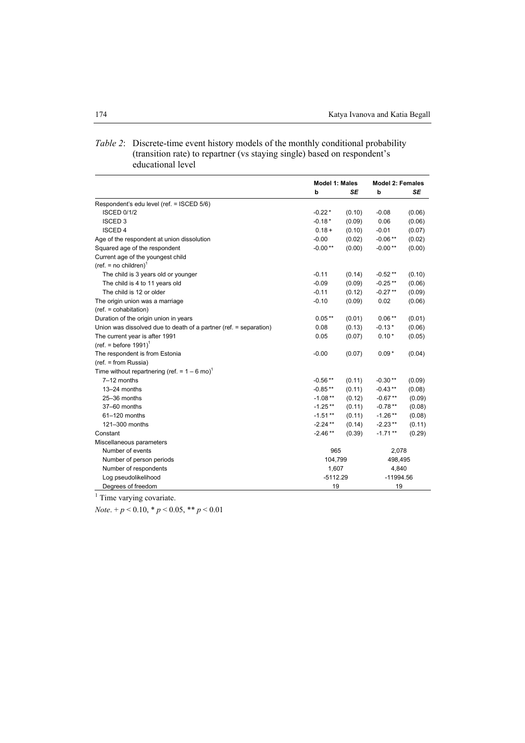*Table 2*: Discrete-time event history models of the monthly conditional probability (transition rate) to repartner (vs staying single) based on respondent's educational level

| | **Model 1: Males** | | **Model 2: Females** | |
|---|---|---|---|---|
| | **b** | ***SE*** | **b** | ***SE*** |
| Respondent's edu level (ref. = ISCED 5/6) | | | | |
| ISCED 0/1/2 | -0.22 * | (0.10) | -0.08 | (0.06) |
| ISCED 3 | -0.18 * | (0.09) | 0.06 | (0.06) |
| ISCED 4 | 0.18 + | (0.10) | -0.01 | (0.07) |
| Age of the respondent at union dissolution | -0.00 | (0.02) | -0.06 ** | (0.02) |
| Squared age of the respondent | -0.00 ** | (0.00) | -0.00 ** | (0.00) |
| Current age of the youngest child (ref. = no children)[1] | | | | |
| The child is 3 years old or younger | -0.11 | (0.14) | -0.52 ** | (0.10) |
| The child is 4 to 11 years old | -0.09 | (0.09) | -0.25 ** | (0.06) |
| The child is 12 or older | -0.11 | (0.12) | -0.27 ** | (0.09) |
| The origin union was a marriage (ref. = cohabitation) | -0.10 | (0.09) | 0.02 | (0.06) |
| Duration of the origin union in years | 0.05 ** | (0.01) | 0.06 ** | (0.01) |
| Union was dissolved due to death of a partner (ref. = separation) | 0.08 | (0.13) | -0.13 * | (0.06) |
| The current year is after 1991 (ref. = before 1991)[1] | 0.05 | (0.07) | 0.10 * | (0.05) |
| The respondent is from Estonia (ref. = from Russia) | -0.00 | (0.07) | 0.09 * | (0.04) |
| Time without repartnering (ref. = 1 – 6 mo)[1] | | | | |
| 7–12 months | -0.56 ** | (0.11) | -0.30 ** | (0.09) |
| 13–24 months | -0.85 ** | (0.11) | -0.43 ** | (0.08) |
| 25–36 months | -1.08 ** | (0.12) | -0.67 ** | (0.09) |
| 37–60 months | -1.25 ** | (0.11) | -0.78 ** | (0.08) |
| 61–120 months | -1.51 ** | (0.11) | -1.26 ** | (0.08) |
| 121–300 months | -2.24 ** | (0.14) | -2.23 ** | (0.11) |
| Constant | -2.46 ** | (0.39) | -1.71 ** | (0.29) |
| Miscellaneous parameters | | | | |
| Number of events | 965 | | 2,078 | |
| Number of person periods | 104,799 | | 498,495 | |
| Number of respondents | 1,607 | | 4,840 | |
| Log pseudolikelihood | -5112.29 | | -11994.56 | |
| Degrees of freedom | 19 | | 19 | |

[1] Time varying covariate.

*Note*. + $p < 0.10$, * $p < 0.05$, ** $p < 0.01$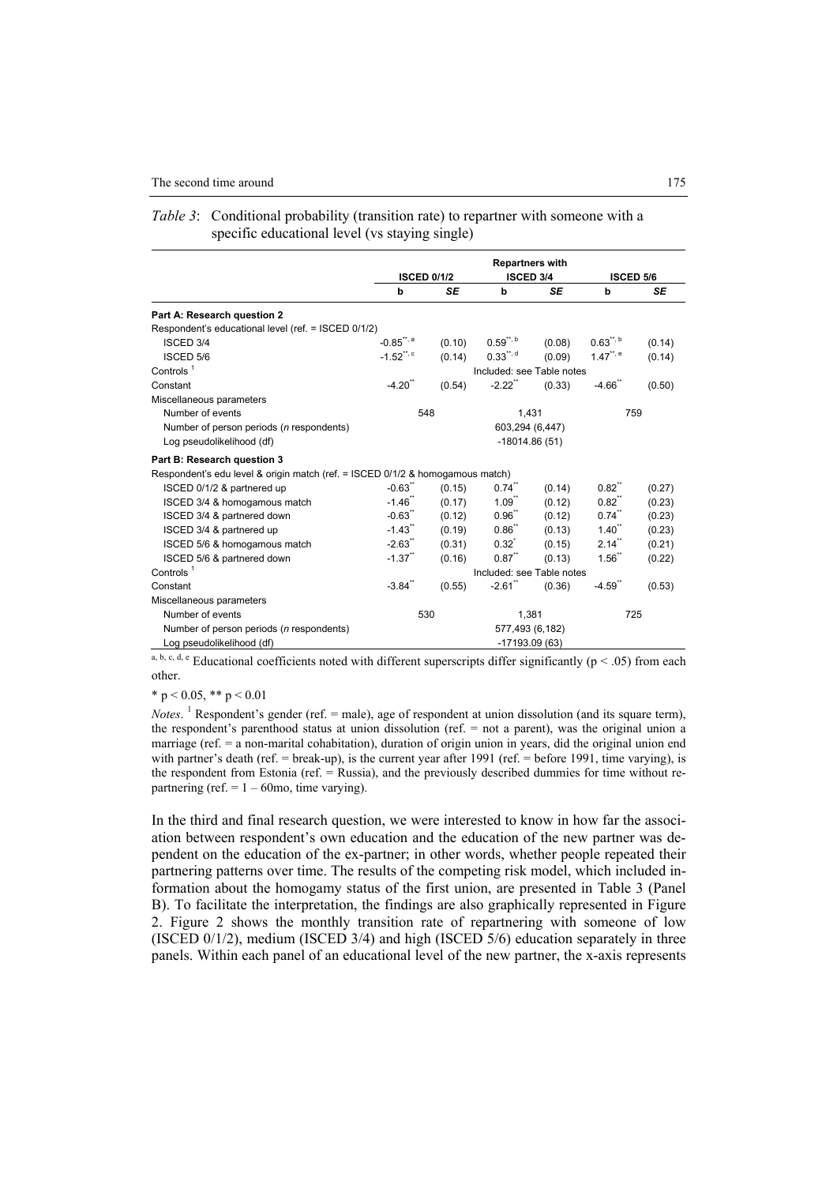*Table 3*: Conditional probability (transition rate) to repartner with someone with a specific educational level (vs staying single)

| | Repartners with | | | | | |
|---|---|---|---|---|---|---|
| | ISCED 0/1/2 | | ISCED 3/4 | | ISCED 5/6 | |
| | b | *SE* | b | *SE* | b | *SE* |
| **Part A: Research question 2** | | | | | | |
| Respondent's educational level (ref. = ISCED 0/1/2) | | | | | | |
| ISCED 3/4 | -0.85**, a | (0.10) | 0.59**, b | (0.08) | 0.63**, b | (0.14) |
| ISCED 5/6 | -1.52**, c | (0.14) | 0.33**, d | (0.09) | 1.47**, e | (0.14) |
| Controls [1] | | | Included: see Table notes | | | |
| Constant | -4.20** | (0.54) | -2.22** | (0.33) | -4.66** | (0.50) |
| Miscellaneous parameters | | | | | | |
| Number of events | 548 | | 1,431 | | 759 | |
| Number of person periods (*n* respondents) | | | 603,294 (6,447) | | | |
| Log pseudolikelihood (df) | | | -18014.86 (51) | | | |
| **Part B: Research question 3** | | | | | | |
| Respondent's edu level & origin match (ref. = ISCED 0/1/2 & homogamous match) | | | | | | |
| ISCED 0/1/2 & partnered up | -0.63** | (0.15) | 0.74** | (0.14) | 0.82** | (0.27) |
| ISCED 3/4 & homogamous match | -1.46** | (0.17) | 1.09** | (0.12) | 0.82** | (0.23) |
| ISCED 3/4 & partnered down | -0.63** | (0.12) | 0.96** | (0.12) | 0.74** | (0.23) |
| ISCED 3/4 & partnered up | -1.43** | (0.19) | 0.86** | (0.13) | 1.40** | (0.23) |
| ISCED 5/6 & homogamous match | -2.63** | (0.31) | 0.32* | (0.15) | 2.14** | (0.21) |
| ISCED 5/6 & partnered down | -1.37** | (0.16) | 0.87** | (0.13) | 1.56** | (0.22) |
| Controls [1] | | | Included: see Table notes | | | |
| Constant | -3.84** | (0.55) | -2.61** | (0.36) | -4.59** | (0.53) |
| Miscellaneous parameters | | | | | | |
| Number of events | 530 | | 1,381 | | 725 | |
| Number of person periods (*n* respondents) | | | 577,493 (6,182) | | | |
| Log pseudolikelihood (df) | | | -17193.09 (63) | | | |

[a, b, c, d, e] Educational coefficients noted with different superscripts differ significantly ($p < .05$) from each other.

* $p < 0.05$, ** $p < 0.01$

*Notes*. [1] Respondent's gender (ref. = male), age of respondent at union dissolution (and its square term), the respondent's parenthood status at union dissolution (ref. = not a parent), was the original union a marriage (ref. = a non-marital cohabitation), duration of origin union in years, did the original union end with partner's death (ref. = break-up), is the current year after 1991 (ref. = before 1991, time varying), is the respondent from Estonia (ref. = Russia), and the previously described dummies for time without re-partnering (ref. = 1 – 60mo, time varying).

In the third and final research question, we were interested to know in how far the association between respondent's own education and the education of the new partner was dependent on the education of the ex-partner; in other words, whether people repeated their partnering patterns over time. The results of the competing risk model, which included information about the homogamy status of the first union, are presented in Table 3 (Panel B). To facilitate the interpretation, the findings are also graphically represented in Figure 2. Figure 2 shows the monthly transition rate of repartnering with someone of low (ISCED 0/1/2), medium (ISCED 3/4) and high (ISCED 5/6) education separately in three panels. Within each panel of an educational level of the new partner, the x-axis represents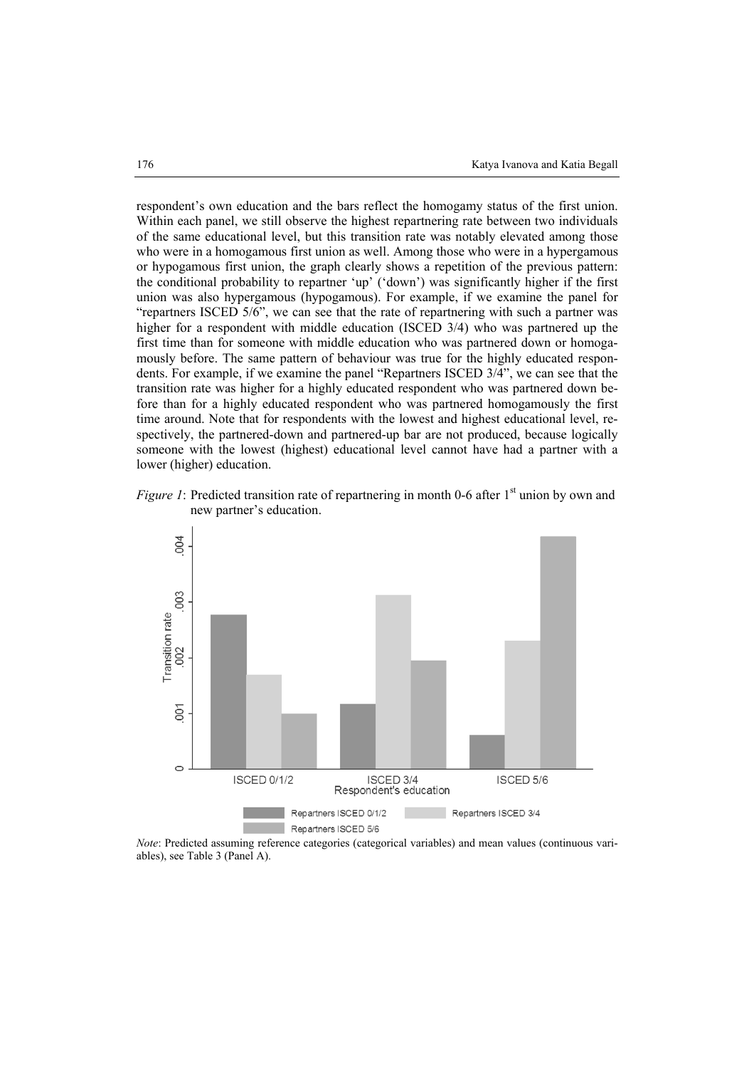respondent's own education and the bars reflect the homogamy status of the first union. Within each panel, we still observe the highest repartnering rate between two individuals of the same educational level, but this transition rate was notably elevated among those who were in a homogamous first union as well. Among those who were in a hypergamous or hypogamous first union, the graph clearly shows a repetition of the previous pattern: the conditional probability to repartner 'up' ('down') was significantly higher if the first union was also hypergamous (hypogamous). For example, if we examine the panel for "repartners ISCED 5/6", we can see that the rate of repartnering with such a partner was higher for a respondent with middle education (ISCED 3/4) who was partnered up the first time than for someone with middle education who was partnered down or homogamously before. The same pattern of behaviour was true for the highly educated respondents. For example, if we examine the panel "Repartners ISCED 3/4", we can see that the transition rate was higher for a highly educated respondent who was partnered down before than for a highly educated respondent who was partnered homogamously the first time around. Note that for respondents with the lowest and highest educational level, respectively, the partnered-down and partnered-up bar are not produced, because logically someone with the lowest (highest) educational level cannot have had a partner with a lower (higher) education.

*Figure 1*: Predicted transition rate of repartnering in month 0-6 after 1[st] union by own and new partner's education.

*Note*: Predicted assuming reference categories (categorical variables) and mean values (continuous variables), see Table 3 (Panel A).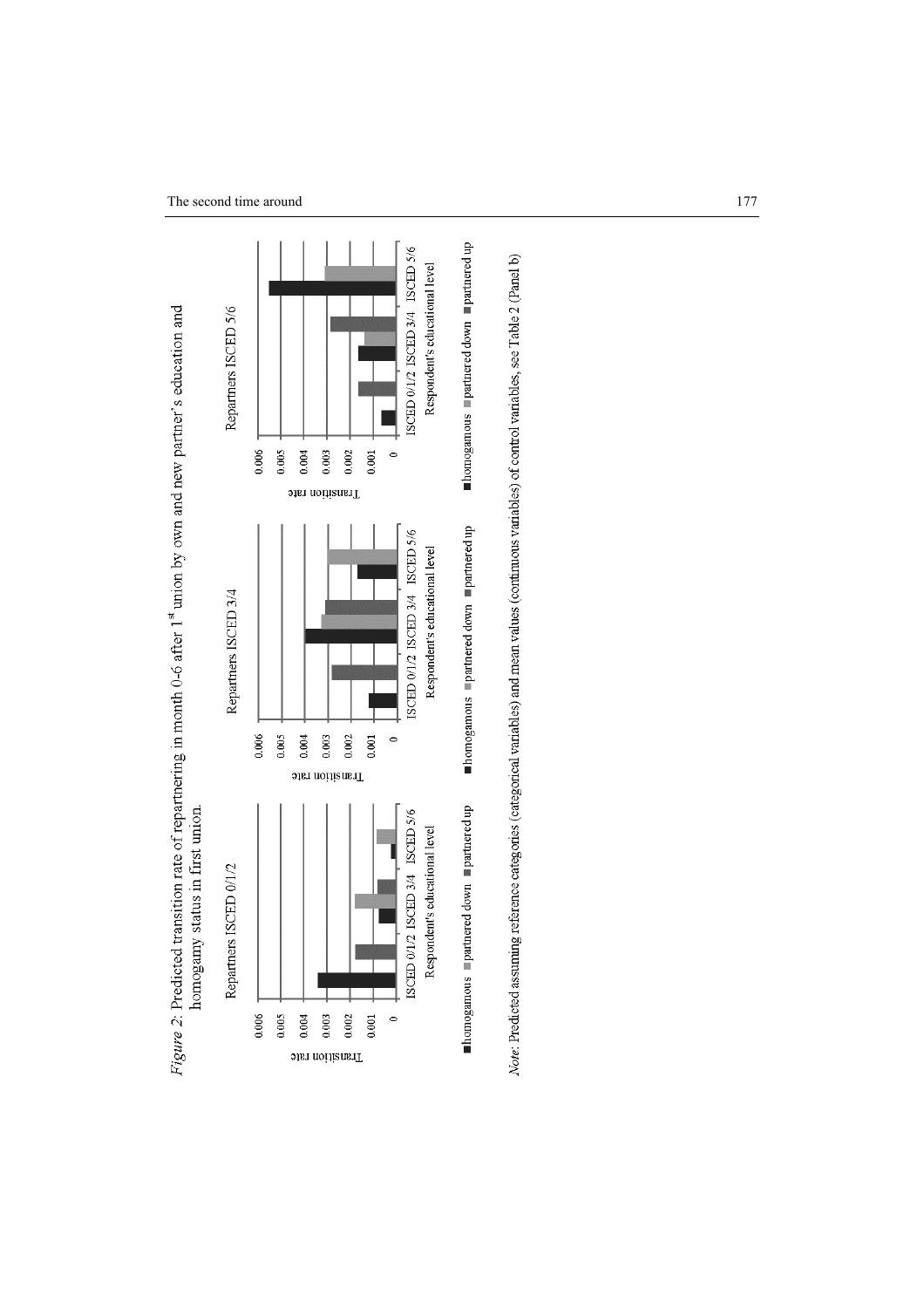*Figure 2*: Predicted transition rate of repartnering in month 0-6 after 1[st] union by own and new partner's education and homogamy status in first union.

*Note*: Predicted assuming reference categories (categorical variables) and mean values (continuous variables) of control variables, see Table 2 (Panel b)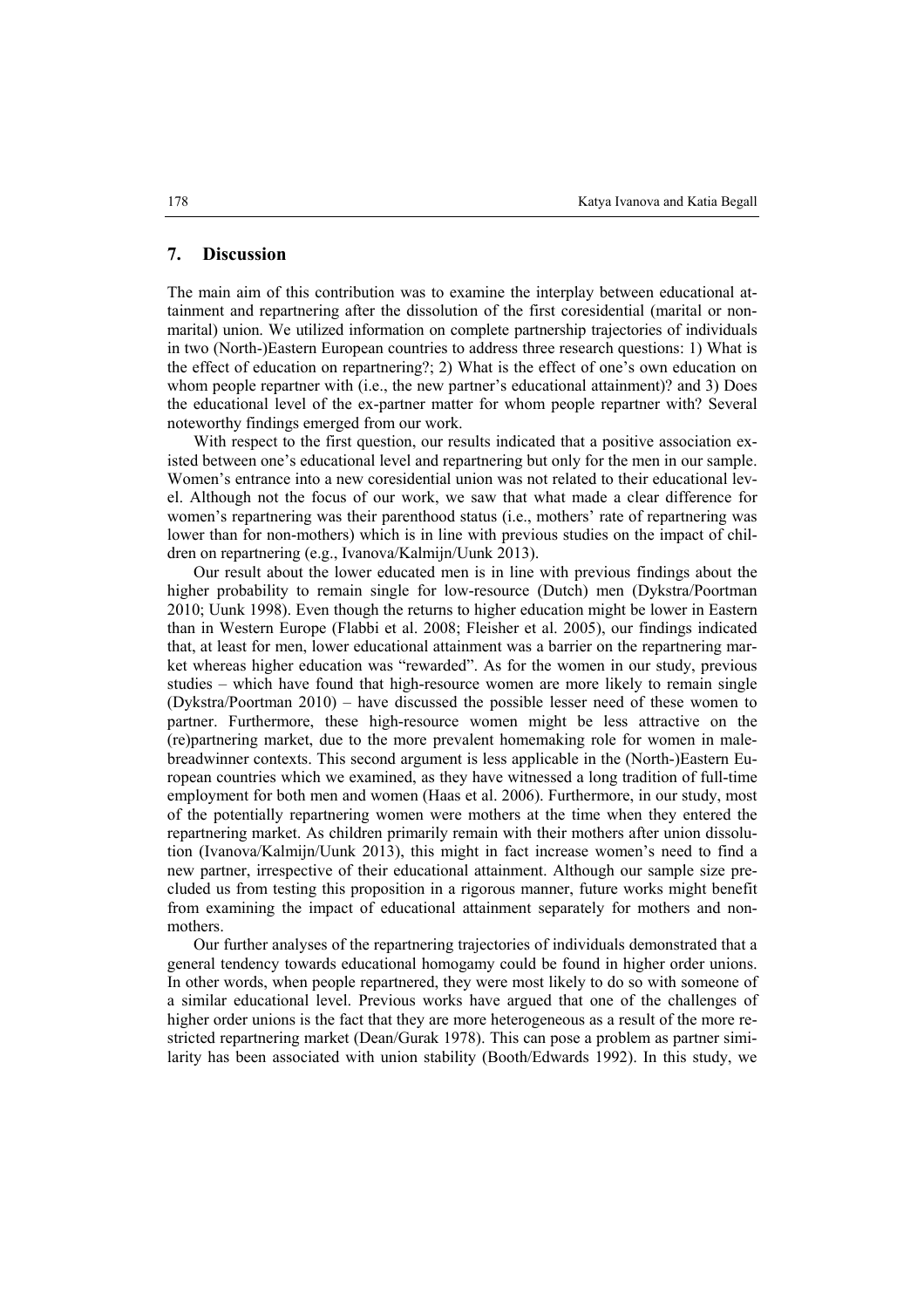## 7. Discussion

The main aim of this contribution was to examine the interplay between educational attainment and repartnering after the dissolution of the first coresidential (marital or nonmarital) union. We utilized information on complete partnership trajectories of individuals in two (North-)Eastern European countries to address three research questions: 1) What is the effect of education on repartnering?; 2) What is the effect of one's own education on whom people repartner with (i.e., the new partner's educational attainment)? and 3) Does the educational level of the ex-partner matter for whom people repartner with? Several noteworthy findings emerged from our work.

With respect to the first question, our results indicated that a positive association existed between one's educational level and repartnering but only for the men in our sample. Women's entrance into a new coresidential union was not related to their educational level. Although not the focus of our work, we saw that what made a clear difference for women's repartnering was their parenthood status (i.e., mothers' rate of repartnering was lower than for non-mothers) which is in line with previous studies on the impact of children on repartnering (e.g., Ivanova/Kalmijn/Uunk 2013).

Our result about the lower educated men is in line with previous findings about the higher probability to remain single for low-resource (Dutch) men (Dykstra/Poortman 2010; Uunk 1998). Even though the returns to higher education might be lower in Eastern than in Western Europe (Flabbi et al. 2008; Fleisher et al. 2005), our findings indicated that, at least for men, lower educational attainment was a barrier on the repartnering market whereas higher education was "rewarded". As for the women in our study, previous studies – which have found that high-resource women are more likely to remain single (Dykstra/Poortman 2010) – have discussed the possible lesser need of these women to partner. Furthermore, these high-resource women might be less attractive on the (re)partnering market, due to the more prevalent homemaking role for women in male-breadwinner contexts. This second argument is less applicable in the (North-)Eastern European countries which we examined, as they have witnessed a long tradition of full-time employment for both men and women (Haas et al. 2006). Furthermore, in our study, most of the potentially repartnering women were mothers at the time when they entered the repartnering market. As children primarily remain with their mothers after union dissolution (Ivanova/Kalmijn/Uunk 2013), this might in fact increase women's need to find a new partner, irrespective of their educational attainment. Although our sample size precluded us from testing this proposition in a rigorous manner, future works might benefit from examining the impact of educational attainment separately for mothers and non-mothers.

Our further analyses of the repartnering trajectories of individuals demonstrated that a general tendency towards educational homogamy could be found in higher order unions. In other words, when people repartnered, they were most likely to do so with someone of a similar educational level. Previous works have argued that one of the challenges of higher order unions is the fact that they are more heterogeneous as a result of the more restricted repartnering market (Dean/Gurak 1978). This can pose a problem as partner similarity has been associated with union stability (Booth/Edwards 1992). In this study, we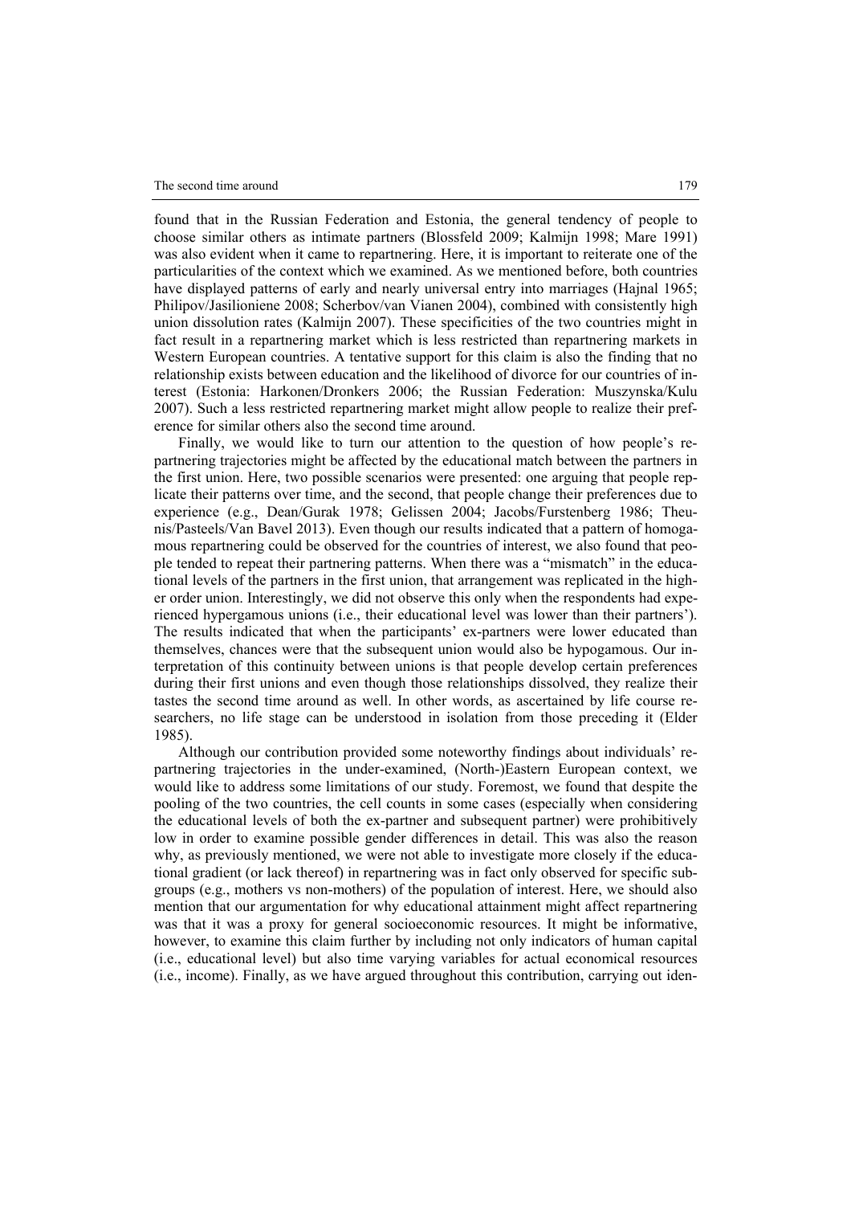found that in the Russian Federation and Estonia, the general tendency of people to choose similar others as intimate partners (Blossfeld 2009; Kalmijn 1998; Mare 1991) was also evident when it came to repartnering. Here, it is important to reiterate one of the particularities of the context which we examined. As we mentioned before, both countries have displayed patterns of early and nearly universal entry into marriages (Hajnal 1965; Philipov/Jasilioniene 2008; Scherbov/van Vianen 2004), combined with consistently high union dissolution rates (Kalmijn 2007). These specificities of the two countries might in fact result in a repartnering market which is less restricted than repartnering markets in Western European countries. A tentative support for this claim is also the finding that no relationship exists between education and the likelihood of divorce for our countries of interest (Estonia: Harkonen/Dronkers 2006; the Russian Federation: Muszynska/Kulu 2007). Such a less restricted repartnering market might allow people to realize their preference for similar others also the second time around.

Finally, we would like to turn our attention to the question of how people's repartnering trajectories might be affected by the educational match between the partners in the first union. Here, two possible scenarios were presented: one arguing that people replicate their patterns over time, and the second, that people change their preferences due to experience (e.g., Dean/Gurak 1978; Gelissen 2004; Jacobs/Furstenberg 1986; Theunis/Pasteels/Van Bavel 2013). Even though our results indicated that a pattern of homogamous repartnering could be observed for the countries of interest, we also found that people tended to repeat their partnering patterns. When there was a "mismatch" in the educational levels of the partners in the first union, that arrangement was replicated in the higher order union. Interestingly, we did not observe this only when the respondents had experienced hypergamous unions (i.e., their educational level was lower than their partners'). The results indicated that when the participants' ex-partners were lower educated than themselves, chances were that the subsequent union would also be hypogamous. Our interpretation of this continuity between unions is that people develop certain preferences during their first unions and even though those relationships dissolved, they realize their tastes the second time around as well. In other words, as ascertained by life course researchers, no life stage can be understood in isolation from those preceding it (Elder 1985).

Although our contribution provided some noteworthy findings about individuals' repartnering trajectories in the under-examined, (North-)Eastern European context, we would like to address some limitations of our study. Foremost, we found that despite the pooling of the two countries, the cell counts in some cases (especially when considering the educational levels of both the ex-partner and subsequent partner) were prohibitively low in order to examine possible gender differences in detail. This was also the reason why, as previously mentioned, we were not able to investigate more closely if the educational gradient (or lack thereof) in repartnering was in fact only observed for specific subgroups (e.g., mothers vs non-mothers) of the population of interest. Here, we should also mention that our argumentation for why educational attainment might affect repartnering was that it was a proxy for general socioeconomic resources. It might be informative, however, to examine this claim further by including not only indicators of human capital (i.e., educational level) but also time varying variables for actual economical resources (i.e., income). Finally, as we have argued throughout this contribution, carrying out iden-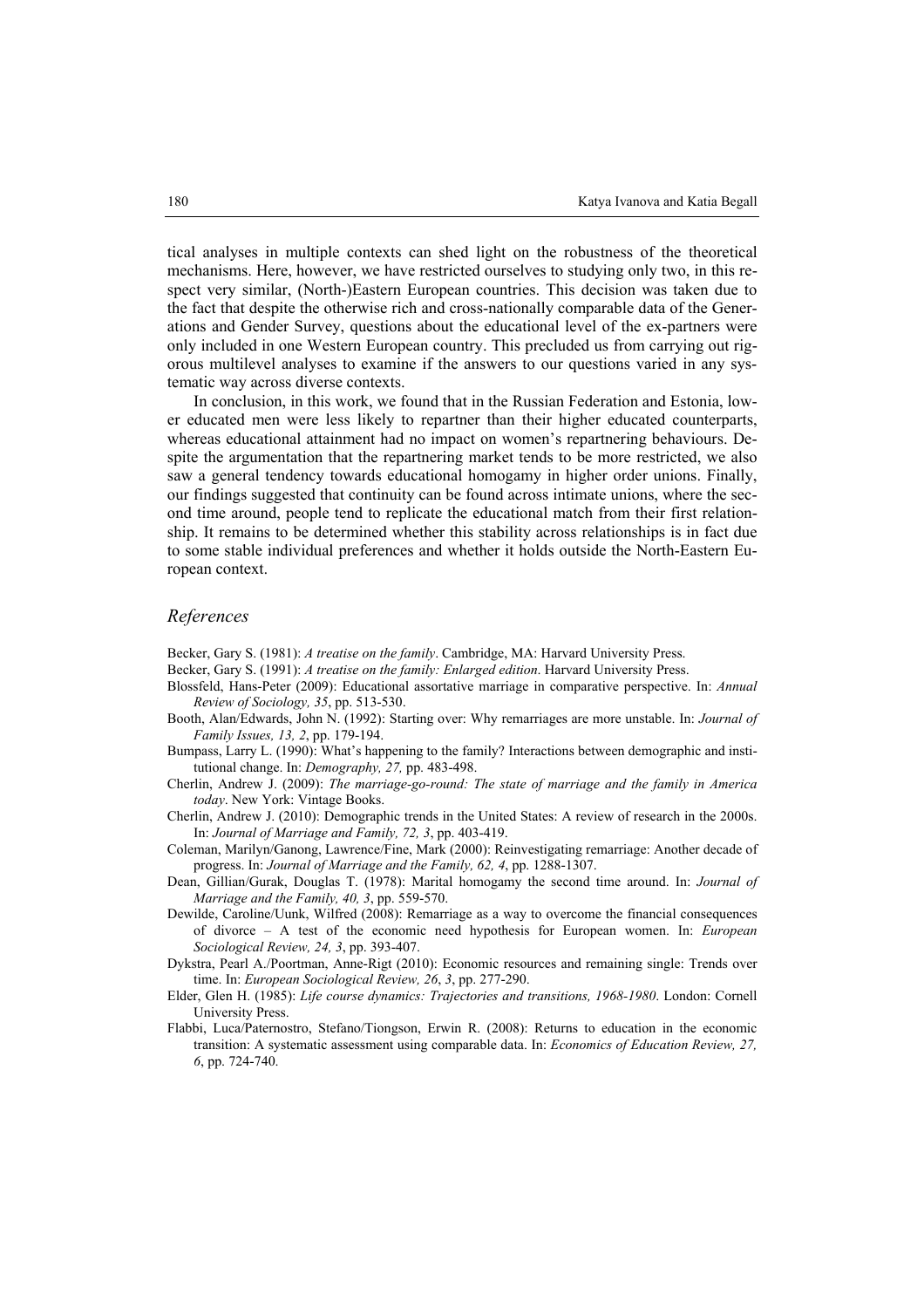tical analyses in multiple contexts can shed light on the robustness of the theoretical mechanisms. Here, however, we have restricted ourselves to studying only two, in this respect very similar, (North-)Eastern European countries. This decision was taken due to the fact that despite the otherwise rich and cross-nationally comparable data of the Generations and Gender Survey, questions about the educational level of the ex-partners were only included in one Western European country. This precluded us from carrying out rigorous multilevel analyses to examine if the answers to our questions varied in any systematic way across diverse contexts.

In conclusion, in this work, we found that in the Russian Federation and Estonia, lower educated men were less likely to repartner than their higher educated counterparts, whereas educational attainment had no impact on women's repartnering behaviours. Despite the argumentation that the repartnering market tends to be more restricted, we also saw a general tendency towards educational homogamy in higher order unions. Finally, our findings suggested that continuity can be found across intimate unions, where the second time around, people tend to replicate the educational match from their first relationship. It remains to be determined whether this stability across relationships is in fact due to some stable individual preferences and whether it holds outside the North-Eastern European context.

## *References*

Becker, Gary S. (1981): *A treatise on the family*. Cambridge, MA: Harvard University Press.

Becker, Gary S. (1991): *A treatise on the family: Enlarged edition*. Harvard University Press.

Blossfeld, Hans-Peter (2009): Educational assortative marriage in comparative perspective. In: *Annual Review of Sociology, 35*, pp. 513-530.

Booth, Alan/Edwards, John N. (1992): Starting over: Why remarriages are more unstable. In: *Journal of Family Issues, 13, 2*, pp. 179-194.

Bumpass, Larry L. (1990): What's happening to the family? Interactions between demographic and institutional change. In: *Demography, 27,* pp. 483-498.

Cherlin, Andrew J. (2009): *The marriage-go-round: The state of marriage and the family in America today*. New York: Vintage Books.

Cherlin, Andrew J. (2010): Demographic trends in the United States: A review of research in the 2000s. In: *Journal of Marriage and Family, 72, 3*, pp. 403-419.

Coleman, Marilyn/Ganong, Lawrence/Fine, Mark (2000): Reinvestigating remarriage: Another decade of progress. In: *Journal of Marriage and the Family, 62, 4*, pp. 1288-1307.

Dean, Gillian/Gurak, Douglas T. (1978): Marital homogamy the second time around. In: *Journal of Marriage and the Family, 40, 3*, pp. 559-570.

Dewilde, Caroline/Uunk, Wilfred (2008): Remarriage as a way to overcome the financial consequences of divorce – A test of the economic need hypothesis for European women. In: *European Sociological Review, 24, 3*, pp. 393-407.

Dykstra, Pearl A./Poortman, Anne-Rigt (2010): Economic resources and remaining single: Trends over time. In: *European Sociological Review, 26*, *3*, pp. 277-290.

Elder, Glen H. (1985): *Life course dynamics: Trajectories and transitions, 1968-1980*. London: Cornell University Press.

Flabbi, Luca/Paternostro, Stefano/Tiongson, Erwin R. (2008): Returns to education in the economic transition: A systematic assessment using comparable data. In: *Economics of Education Review, 27, 6*, pp. 724-740.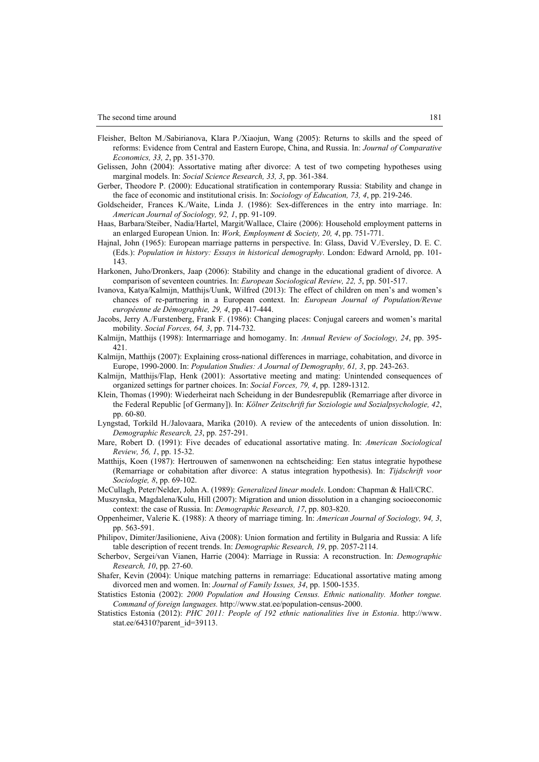Fleisher, Belton M./Sabirianova, Klara P./Xiaojun, Wang (2005): Returns to skills and the speed of reforms: Evidence from Central and Eastern Europe, China, and Russia. In: *Journal of Comparative Economics, 33, 2*, pp. 351-370.

Gelissen, John (2004): Assortative mating after divorce: A test of two competing hypotheses using marginal models. In: *Social Science Research, 33, 3*, pp. 361-384.

Gerber, Theodore P. (2000): Educational stratification in contemporary Russia: Stability and change in the face of economic and institutional crisis. In: *Sociology of Education, 73, 4*, pp. 219-246.

Goldscheider, Frances K./Waite, Linda J. (1986): Sex-differences in the entry into marriage. In: *American Journal of Sociology, 92, 1*, pp. 91-109.

Haas, Barbara/Steiber, Nadia/Hartel, Margit/Wallace, Claire (2006): Household employment patterns in an enlarged European Union. In: *Work, Employment & Society, 20, 4*, pp. 751-771.

Hajnal, John (1965): European marriage patterns in perspective. In: Glass, David V./Eversley, D. E. C. (Eds.): *Population in history: Essays in historical demography*. London: Edward Arnold, pp. 101-143.

Harkonen, Juho/Dronkers, Jaap (2006): Stability and change in the educational gradient of divorce. A comparison of seventeen countries. In: *European Sociological Review, 22, 5*, pp. 501-517.

Ivanova, Katya/Kalmijn, Matthijs/Uunk, Wilfred (2013): The effect of children on men's and women's chances of re-partnering in a European context. In: *European Journal of Population/Revue européenne de Démographie, 29, 4*, pp. 417-444.

Jacobs, Jerry A./Furstenberg, Frank F. (1986): Changing places: Conjugal careers and women's marital mobility. *Social Forces, 64, 3*, pp. 714-732.

Kalmijn, Matthijs (1998): Intermarriage and homogamy. In: *Annual Review of Sociology, 24*, pp. 395-421.

Kalmijn, Matthijs (2007): Explaining cross-national differences in marriage, cohabitation, and divorce in Europe, 1990-2000. In: *Population Studies: A Journal of Demography, 61, 3*, pp. 243-263.

Kalmijn, Matthijs/Flap, Henk (2001): Assortative meeting and mating: Unintended consequences of organized settings for partner choices. In: *Social Forces, 79, 4*, pp. 1289-1312.

Klein, Thomas (1990): Wiederheirat nach Scheidung in der Bundesrepublik (Remarriage after divorce in the Federal Republic [of Germany]). In: *Kölner Zeitschrift fur Soziologie und Sozialpsychologie, 42*, pp. 60-80.

Lyngstad, Torkild H./Jalovaara, Marika (2010). A review of the antecedents of union dissolution. In: *Demographic Research, 23*, pp. 257-291.

Mare, Robert D. (1991): Five decades of educational assortative mating. In: *American Sociological Review, 56, 1*, pp. 15-32.

Matthijs, Koen (1987): Hertrouwen of samenwonen na echtscheiding: Een status integratie hypothese (Remarriage or cohabitation after divorce: A status integration hypothesis). In: *Tijdschrift voor Sociologie, 8*, pp. 69-102.

McCullagh, Peter/Nelder, John A. (1989): *Generalized linear models*. London: Chapman & Hall/CRC.

Muszynska, Magdalena/Kulu, Hill (2007): Migration and union dissolution in a changing socioeconomic context: the case of Russia. In: *Demographic Research, 17*, pp. 803-820.

Oppenheimer, Valerie K. (1988): A theory of marriage timing. In: *American Journal of Sociology, 94, 3*, pp. 563-591.

Philipov, Dimiter/Jasilioniene, Aiva (2008): Union formation and fertility in Bulgaria and Russia: A life table description of recent trends. In: *Demographic Research, 19*, pp. 2057-2114.

Scherbov, Sergei/van Vianen, Harrie (2004): Marriage in Russia: A reconstruction. In: *Demographic Research, 10*, pp. 27-60.

Shafer, Kevin (2004): Unique matching patterns in remarriage: Educational assortative mating among divorced men and women. In: *Journal of Family Issues, 34*, pp. 1500-1535.

Statistics Estonia (2002): *2000 Population and Housing Census. Ethnic nationality. Mother tongue. Command of foreign languages.* http://www.stat.ee/population-census-2000.

Statistics Estonia (2012): *PHC 2011: People of 192 ethnic nationalities live in Estonia*. http://www.stat.ee/64310?parent_id=39113.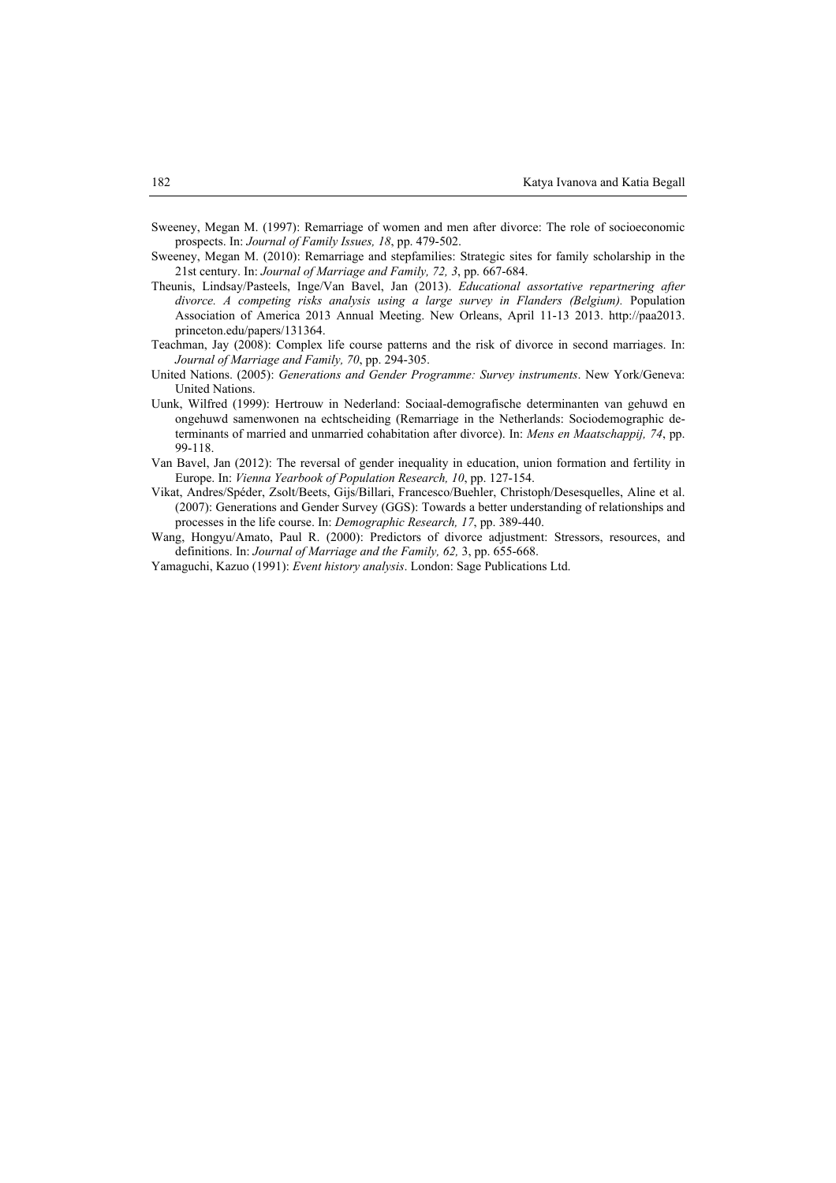Sweeney, Megan M. (1997): Remarriage of women and men after divorce: The role of socioeconomic prospects. In: *Journal of Family Issues, 18*, pp. 479-502.

Sweeney, Megan M. (2010): Remarriage and stepfamilies: Strategic sites for family scholarship in the 21st century. In: *Journal of Marriage and Family, 72, 3*, pp. 667-684.

Theunis, Lindsay/Pasteels, Inge/Van Bavel, Jan (2013). *Educational assortative repartnering after divorce. A competing risks analysis using a large survey in Flanders (Belgium).* Population Association of America 2013 Annual Meeting. New Orleans, April 11-13 2013. http://paa2013.princeton.edu/papers/131364.

Teachman, Jay (2008): Complex life course patterns and the risk of divorce in second marriages. In: *Journal of Marriage and Family, 70*, pp. 294-305.

United Nations. (2005): *Generations and Gender Programme: Survey instruments*. New York/Geneva: United Nations.

Uunk, Wilfred (1999): Hertrouw in Nederland: Sociaal-demografische determinanten van gehuwd en ongehuwd samenwonen na echtscheiding (Remarriage in the Netherlands: Sociodemographic determinants of married and unmarried cohabitation after divorce). In: *Mens en Maatschappij, 74*, pp. 99-118.

Van Bavel, Jan (2012): The reversal of gender inequality in education, union formation and fertility in Europe. In: *Vienna Yearbook of Population Research, 10*, pp. 127-154.

Vikat, Andres/Spéder, Zsolt/Beets, Gijs/Billari, Francesco/Buehler, Christoph/Desesquelles, Aline et al. (2007): Generations and Gender Survey (GGS): Towards a better understanding of relationships and processes in the life course. In: *Demographic Research, 17*, pp. 389-440.

Wang, Hongyu/Amato, Paul R. (2000): Predictors of divorce adjustment: Stressors, resources, and definitions. In: *Journal of Marriage and the Family, 62,* 3, pp. 655-668.

Yamaguchi, Kazuo (1991): *Event history analysis*. London: Sage Publications Ltd.